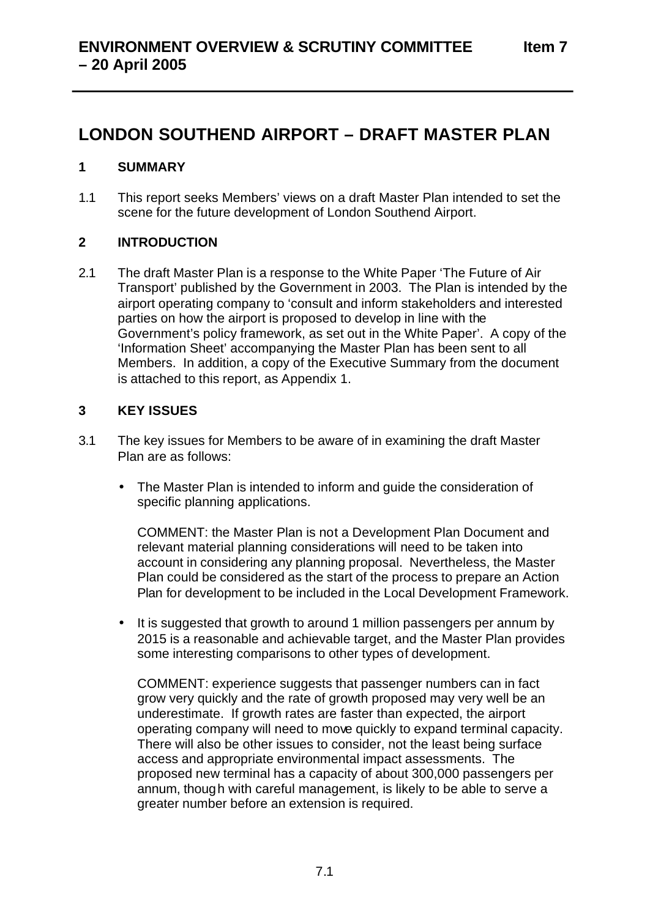# ENVIRONMENT OVERVIEW & SCRUTINY COMMITTEE – 20 April 2005

**Item 7**

# LONDON SOUTHEND AIRPORT – DRAFT MASTER PLAN

## 1 SUMMARY

1.1 This report seeks Members' views on a draft Master Plan intended to set the scene for the future development of London Southend Airport.

## 2 INTRODUCTION

2.1 The draft Master Plan is a response to the White Paper 'The Future of Air Transport' published by the Government in 2003. The Plan is intended by the airport operating company to 'consult and inform stakeholders and interested parties on how the airport is proposed to develop in line with the Government's policy framework, as set out in the White Paper'. A copy of the 'Information Sheet' accompanying the Master Plan has been sent to all Members. In addition, a copy of the Executive Summary from the document is attached to this report, as Appendix 1.

## 3 KEY ISSUES

3.1 The key issues for Members to be aware of in examining the draft Master Plan are as follows:

- The Master Plan is intended to inform and guide the consideration of specific planning applications.

  COMMENT: the Master Plan is not a Development Plan Document and relevant material planning considerations will need to be taken into account in considering any planning proposal. Nevertheless, the Master Plan could be considered as the start of the process to prepare an Action Plan for development to be included in the Local Development Framework.

- It is suggested that growth to around 1 million passengers per annum by 2015 is a reasonable and achievable target, and the Master Plan provides some interesting comparisons to other types of development.

  COMMENT: experience suggests that passenger numbers can in fact grow very quickly and the rate of growth proposed may very well be an underestimate. If growth rates are faster than expected, the airport operating company will need to move quickly to expand terminal capacity. There will also be other issues to consider, not the least being surface access and appropriate environmental impact assessments. The proposed new terminal has a capacity of about 300,000 passengers per annum, though with careful management, is likely to be able to serve a greater number before an extension is required.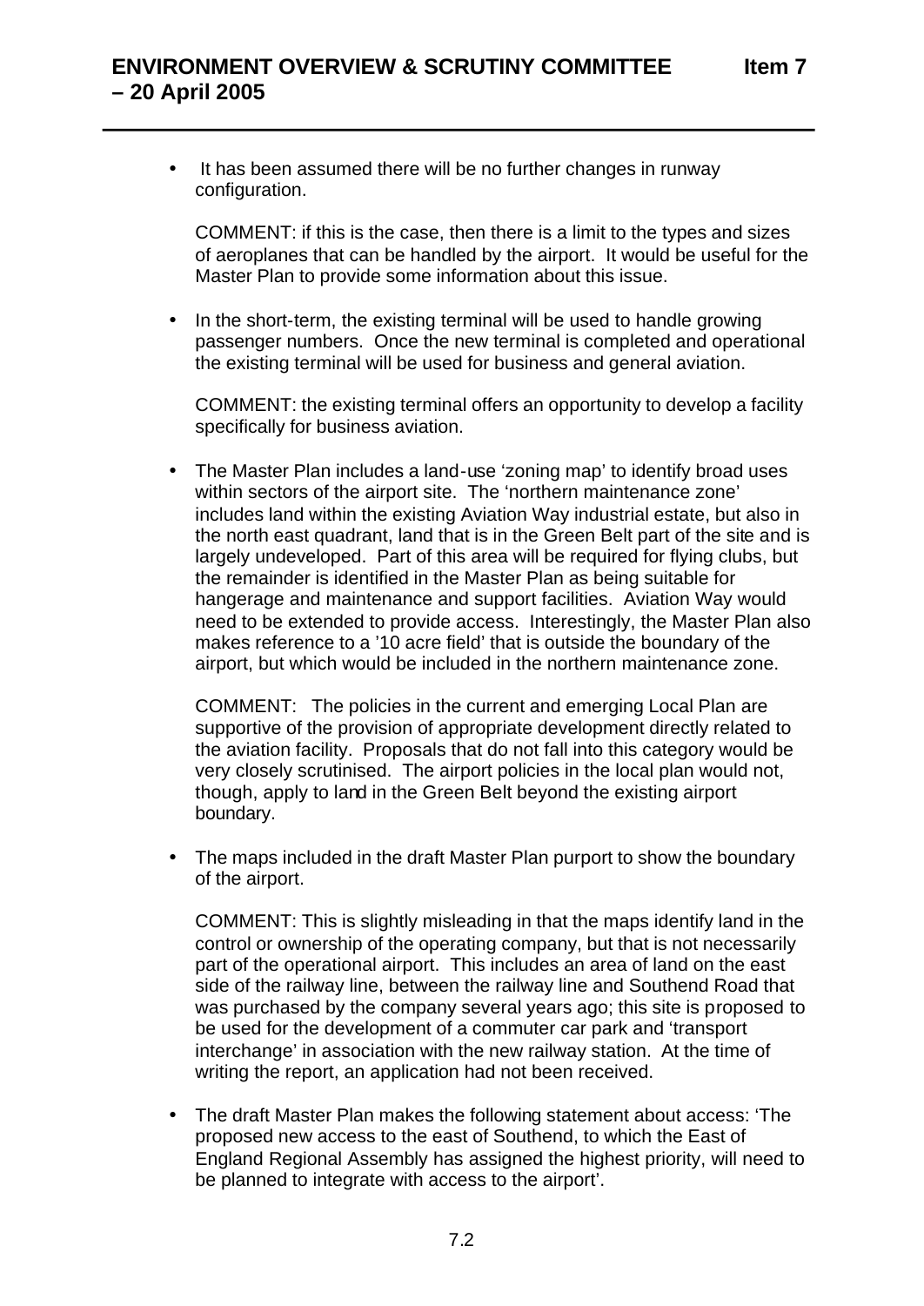- It has been assumed there will be no further changes in runway configuration.

  COMMENT: if this is the case, then there is a limit to the types and sizes of aeroplanes that can be handled by the airport. It would be useful for the Master Plan to provide some information about this issue.

- In the short-term, the existing terminal will be used to handle growing passenger numbers. Once the new terminal is completed and operational the existing terminal will be used for business and general aviation.

  COMMENT: the existing terminal offers an opportunity to develop a facility specifically for business aviation.

- The Master Plan includes a land-use 'zoning map' to identify broad uses within sectors of the airport site. The 'northern maintenance zone' includes land within the existing Aviation Way industrial estate, but also in the north east quadrant, land that is in the Green Belt part of the site and is largely undeveloped. Part of this area will be required for flying clubs, but the remainder is identified in the Master Plan as being suitable for hangerage and maintenance and support facilities. Aviation Way would need to be extended to provide access. Interestingly, the Master Plan also makes reference to a '10 acre field' that is outside the boundary of the airport, but which would be included in the northern maintenance zone.

  COMMENT: The policies in the current and emerging Local Plan are supportive of the provision of appropriate development directly related to the aviation facility. Proposals that do not fall into this category would be very closely scrutinised. The airport policies in the local plan would not, though, apply to land in the Green Belt beyond the existing airport boundary.

- The maps included in the draft Master Plan purport to show the boundary of the airport.

  COMMENT: This is slightly misleading in that the maps identify land in the control or ownership of the operating company, but that is not necessarily part of the operational airport. This includes an area of land on the east side of the railway line, between the railway line and Southend Road that was purchased by the company several years ago; this site is proposed to be used for the development of a commuter car park and 'transport interchange' in association with the new railway station. At the time of writing the report, an application had not been received.

- The draft Master Plan makes the following statement about access: 'The proposed new access to the east of Southend, to which the East of England Regional Assembly has assigned the highest priority, will need to be planned to integrate with access to the airport'.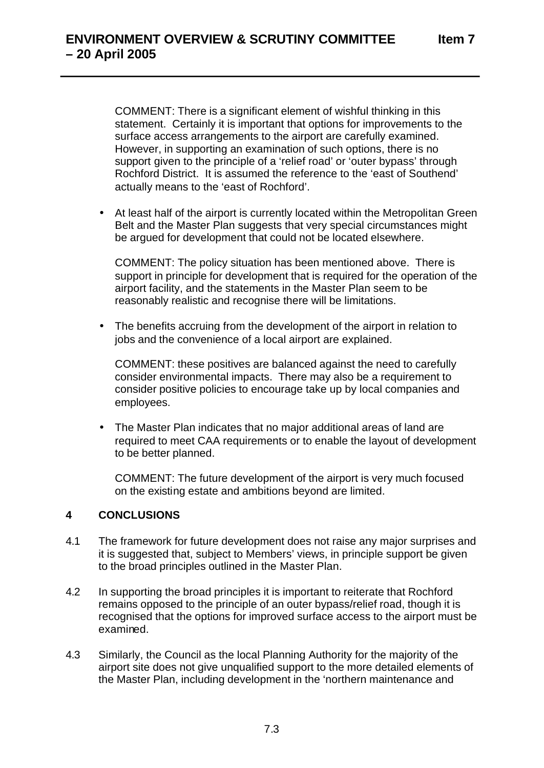COMMENT: There is a significant element of wishful thinking in this statement. Certainly it is important that options for improvements to the surface access arrangements to the airport are carefully examined. However, in supporting an examination of such options, there is no support given to the principle of a 'relief road' or 'outer bypass' through Rochford District. It is assumed the reference to the 'east of Southend' actually means to the 'east of Rochford'.

- At least half of the airport is currently located within the Metropolitan Green Belt and the Master Plan suggests that very special circumstances might be argued for development that could not be located elsewhere.

  COMMENT: The policy situation has been mentioned above. There is support in principle for development that is required for the operation of the airport facility, and the statements in the Master Plan seem to be reasonably realistic and recognise there will be limitations.

- The benefits accruing from the development of the airport in relation to jobs and the convenience of a local airport are explained.

  COMMENT: these positives are balanced against the need to carefully consider environmental impacts. There may also be a requirement to consider positive policies to encourage take up by local companies and employees.

- The Master Plan indicates that no major additional areas of land are required to meet CAA requirements or to enable the layout of development to be better planned.

  COMMENT: The future development of the airport is very much focused on the existing estate and ambitions beyond are limited.

## 4 CONCLUSIONS

4.1 The framework for future development does not raise any major surprises and it is suggested that, subject to Members' views, in principle support be given to the broad principles outlined in the Master Plan.

4.2 In supporting the broad principles it is important to reiterate that Rochford remains opposed to the principle of an outer bypass/relief road, though it is recognised that the options for improved surface access to the airport must be examined.

4.3 Similarly, the Council as the local Planning Authority for the majority of the airport site does not give unqualified support to the more detailed elements of the Master Plan, including development in the 'northern maintenance and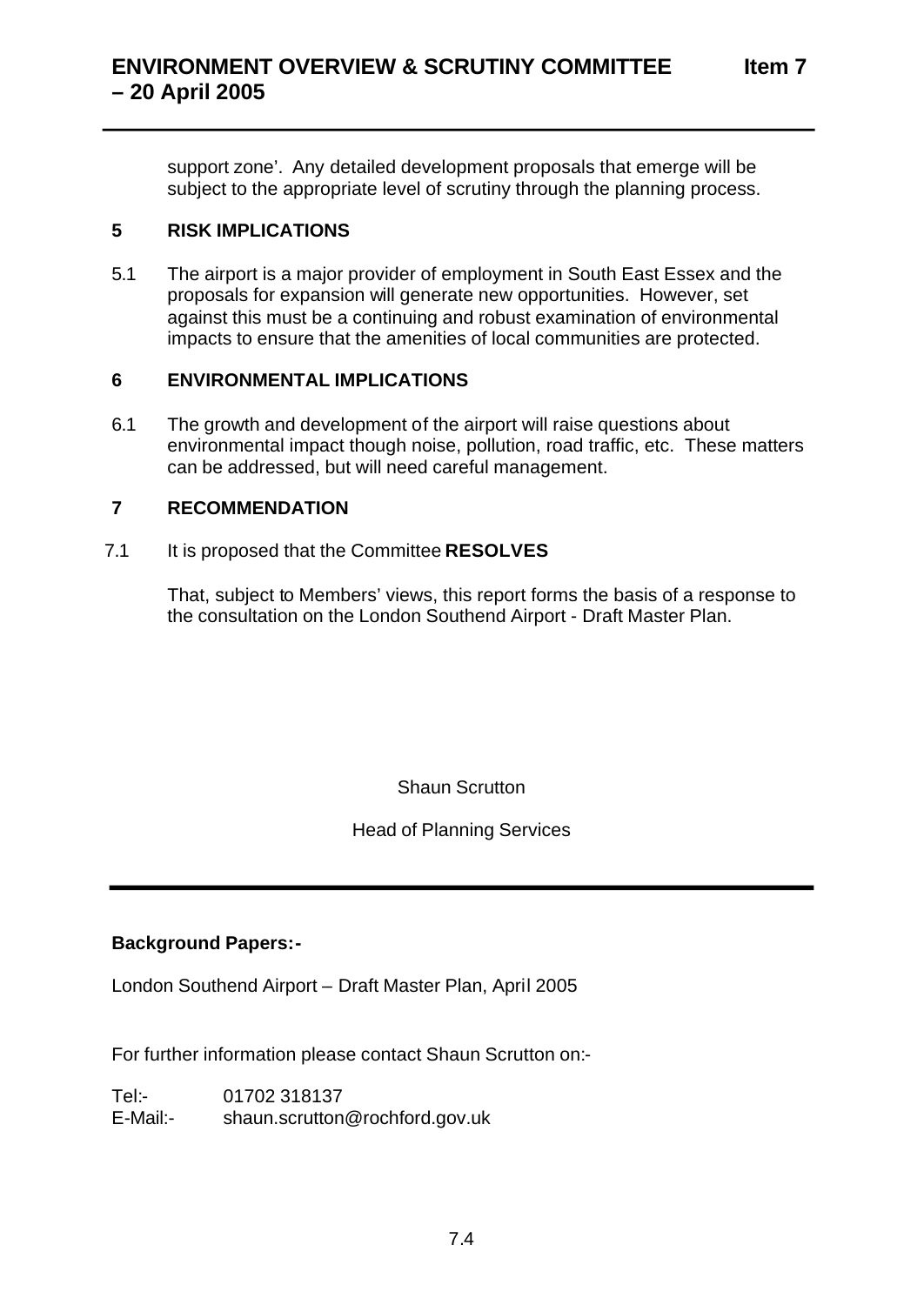support zone'. Any detailed development proposals that emerge will be subject to the appropriate level of scrutiny through the planning process.

## 5 RISK IMPLICATIONS

5.1 The airport is a major provider of employment in South East Essex and the proposals for expansion will generate new opportunities. However, set against this must be a continuing and robust examination of environmental impacts to ensure that the amenities of local communities are protected.

## 6 ENVIRONMENTAL IMPLICATIONS

6.1 The growth and development of the airport will raise questions about environmental impact though noise, pollution, road traffic, etc. These matters can be addressed, but will need careful management.

## 7 RECOMMENDATION

7.1 It is proposed that the Committee **RESOLVES**

That, subject to Members' views, this report forms the basis of a response to the consultation on the London Southend Airport - Draft Master Plan.

Shaun Scrutton

Head of Planning Services

---

**Background Papers:-**

London Southend Airport – Draft Master Plan, April 2005

For further information please contact Shaun Scrutton on:-

Tel:- 01702 318137
E-Mail:- shaun.scrutton@rochford.gov.uk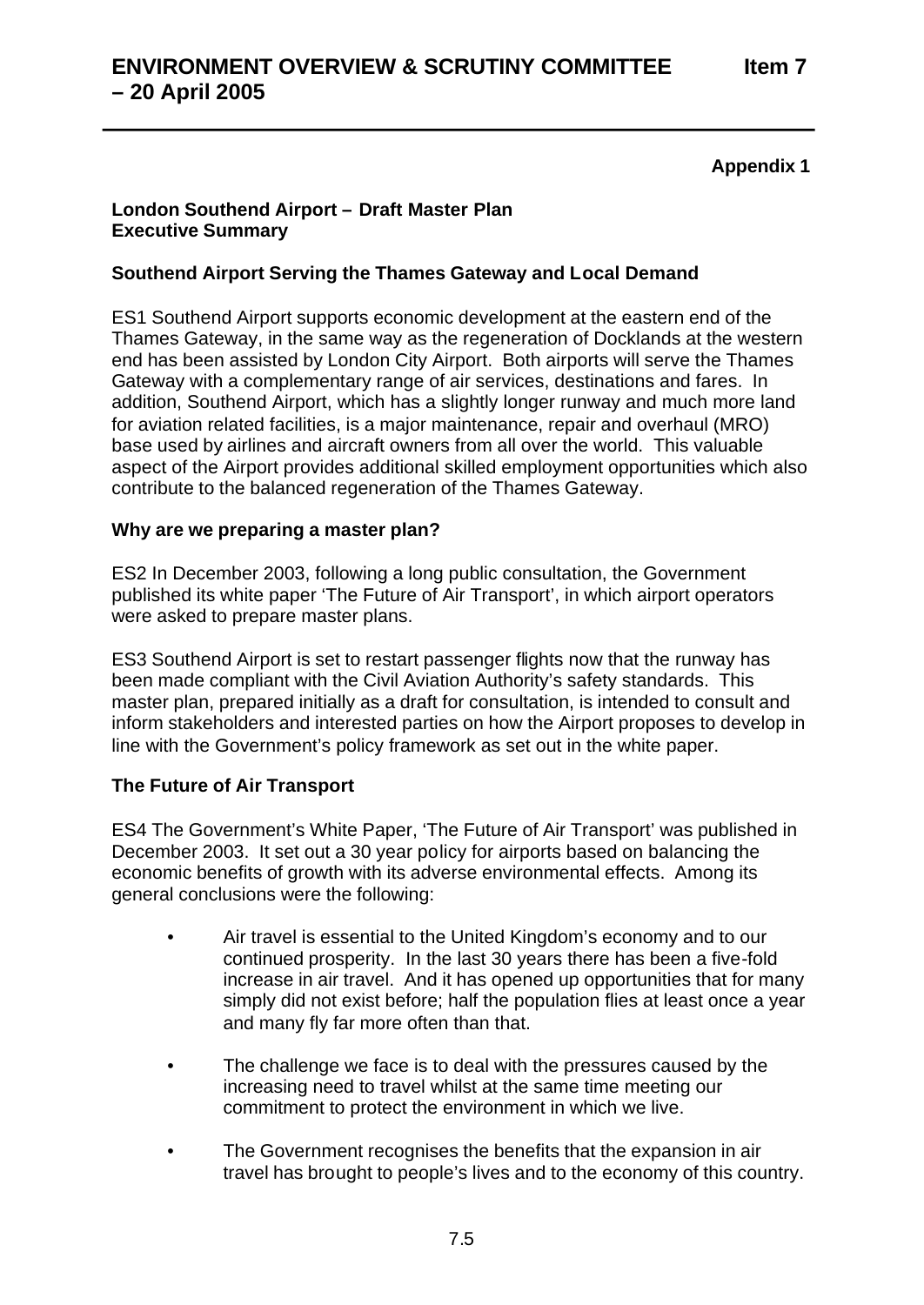**Appendix 1**

**London Southend Airport – Draft Master Plan**
**Executive Summary**

### Southend Airport Serving the Thames Gateway and Local Demand

ES1 Southend Airport supports economic development at the eastern end of the Thames Gateway, in the same way as the regeneration of Docklands at the western end has been assisted by London City Airport. Both airports will serve the Thames Gateway with a complementary range of air services, destinations and fares. In addition, Southend Airport, which has a slightly longer runway and much more land for aviation related facilities, is a major maintenance, repair and overhaul (MRO) base used by airlines and aircraft owners from all over the world. This valuable aspect of the Airport provides additional skilled employment opportunities which also contribute to the balanced regeneration of the Thames Gateway.

### Why are we preparing a master plan?

ES2 In December 2003, following a long public consultation, the Government published its white paper 'The Future of Air Transport', in which airport operators were asked to prepare master plans.

ES3 Southend Airport is set to restart passenger flights now that the runway has been made compliant with the Civil Aviation Authority's safety standards. This master plan, prepared initially as a draft for consultation, is intended to consult and inform stakeholders and interested parties on how the Airport proposes to develop in line with the Government's policy framework as set out in the white paper.

### The Future of Air Transport

ES4 The Government's White Paper, 'The Future of Air Transport' was published in December 2003. It set out a 30 year policy for airports based on balancing the economic benefits of growth with its adverse environmental effects. Among its general conclusions were the following:

- Air travel is essential to the United Kingdom's economy and to our continued prosperity. In the last 30 years there has been a five-fold increase in air travel. And it has opened up opportunities that for many simply did not exist before; half the population flies at least once a year and many fly far more often than that.
- The challenge we face is to deal with the pressures caused by the increasing need to travel whilst at the same time meeting our commitment to protect the environment in which we live.
- The Government recognises the benefits that the expansion in air travel has brought to people's lives and to the economy of this country.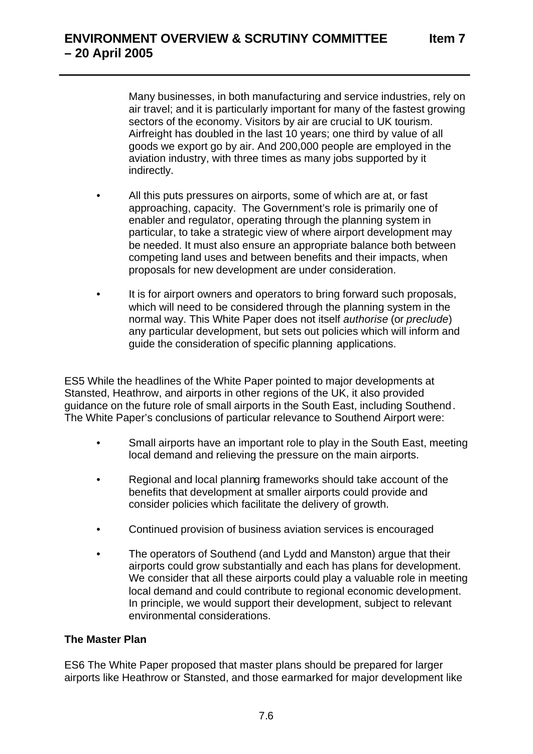Many businesses, in both manufacturing and service industries, rely on air travel; and it is particularly important for many of the fastest growing sectors of the economy. Visitors by air are crucial to UK tourism. Airfreight has doubled in the last 10 years; one third by value of all goods we export go by air. And 200,000 people are employed in the aviation industry, with three times as many jobs supported by it indirectly.

- All this puts pressures on airports, some of which are at, or fast approaching, capacity. The Government's role is primarily one of enabler and regulator, operating through the planning system in particular, to take a strategic view of where airport development may be needed. It must also ensure an appropriate balance both between competing land uses and between benefits and their impacts, when proposals for new development are under consideration.

- It is for airport owners and operators to bring forward such proposals, which will need to be considered through the planning system in the normal way. This White Paper does not itself *authorise* (or *preclude*) any particular development, but sets out policies which will inform and guide the consideration of specific planning applications.

ES5 While the headlines of the White Paper pointed to major developments at Stansted, Heathrow, and airports in other regions of the UK, it also provided guidance on the future role of small airports in the South East, including Southend. The White Paper's conclusions of particular relevance to Southend Airport were:

- Small airports have an important role to play in the South East, meeting local demand and relieving the pressure on the main airports.

- Regional and local planning frameworks should take account of the benefits that development at smaller airports could provide and consider policies which facilitate the delivery of growth.

- Continued provision of business aviation services is encouraged

- The operators of Southend (and Lydd and Manston) argue that their airports could grow substantially and each has plans for development. We consider that all these airports could play a valuable role in meeting local demand and could contribute to regional economic development. In principle, we would support their development, subject to relevant environmental considerations.

**The Master Plan**

ES6 The White Paper proposed that master plans should be prepared for larger airports like Heathrow or Stansted, and those earmarked for major development like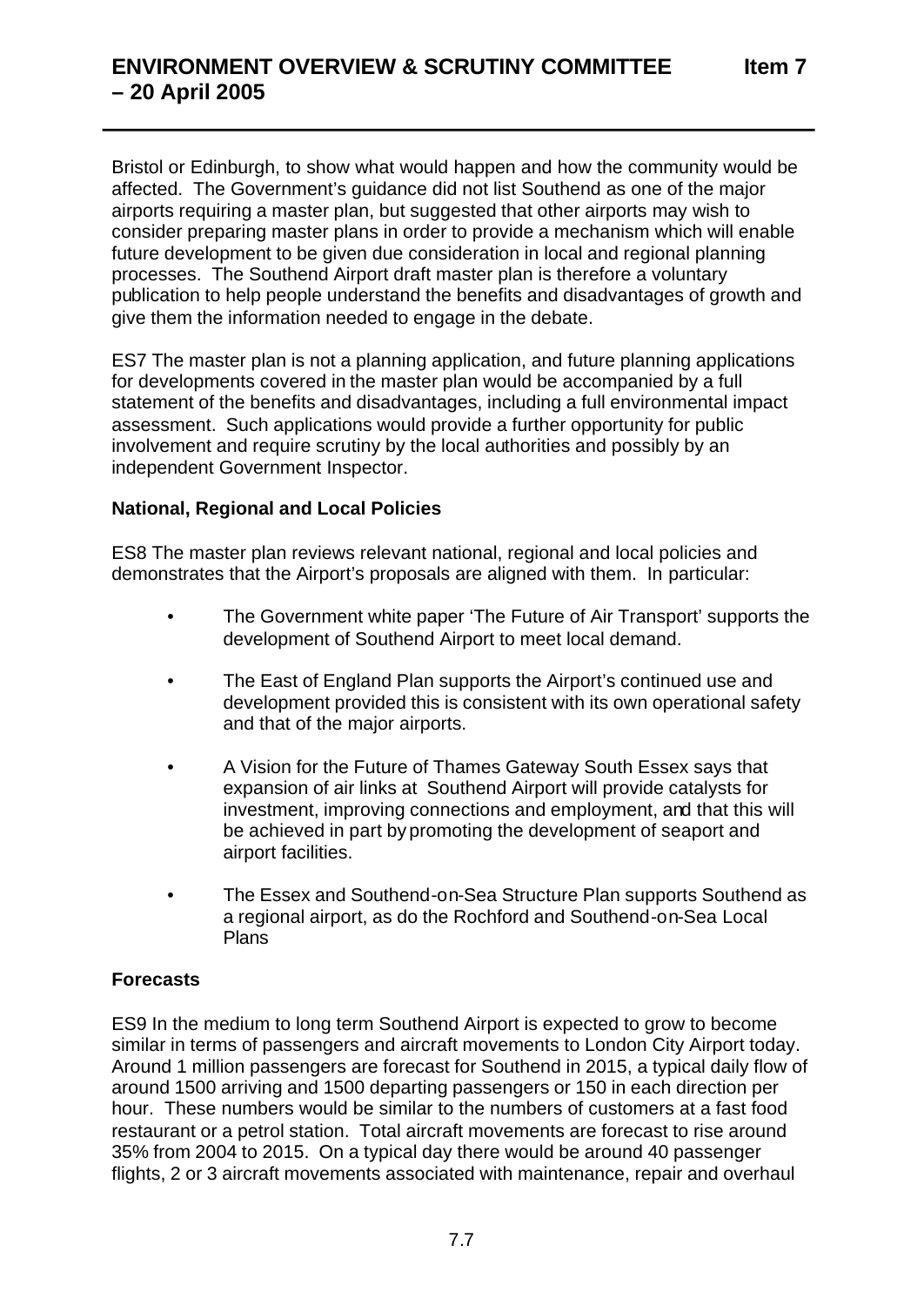Bristol or Edinburgh, to show what would happen and how the community would be affected. The Government's guidance did not list Southend as one of the major airports requiring a master plan, but suggested that other airports may wish to consider preparing master plans in order to provide a mechanism which will enable future development to be given due consideration in local and regional planning processes. The Southend Airport draft master plan is therefore a voluntary publication to help people understand the benefits and disadvantages of growth and give them the information needed to engage in the debate.

ES7 The master plan is not a planning application, and future planning applications for developments covered in the master plan would be accompanied by a full statement of the benefits and disadvantages, including a full environmental impact assessment. Such applications would provide a further opportunity for public involvement and require scrutiny by the local authorities and possibly by an independent Government Inspector.

**National, Regional and Local Policies**

ES8 The master plan reviews relevant national, regional and local policies and demonstrates that the Airport's proposals are aligned with them. In particular:

- The Government white paper 'The Future of Air Transport' supports the development of Southend Airport to meet local demand.
- The East of England Plan supports the Airport's continued use and development provided this is consistent with its own operational safety and that of the major airports.
- A Vision for the Future of Thames Gateway South Essex says that expansion of air links at Southend Airport will provide catalysts for investment, improving connections and employment, and that this will be achieved in part by promoting the development of seaport and airport facilities.
- The Essex and Southend-on-Sea Structure Plan supports Southend as a regional airport, as do the Rochford and Southend-on-Sea Local Plans

**Forecasts**

ES9 In the medium to long term Southend Airport is expected to grow to become similar in terms of passengers and aircraft movements to London City Airport today. Around 1 million passengers are forecast for Southend in 2015, a typical daily flow of around 1500 arriving and 1500 departing passengers or 150 in each direction per hour. These numbers would be similar to the numbers of customers at a fast food restaurant or a petrol station. Total aircraft movements are forecast to rise around 35% from 2004 to 2015. On a typical day there would be around 40 passenger flights, 2 or 3 aircraft movements associated with maintenance, repair and overhaul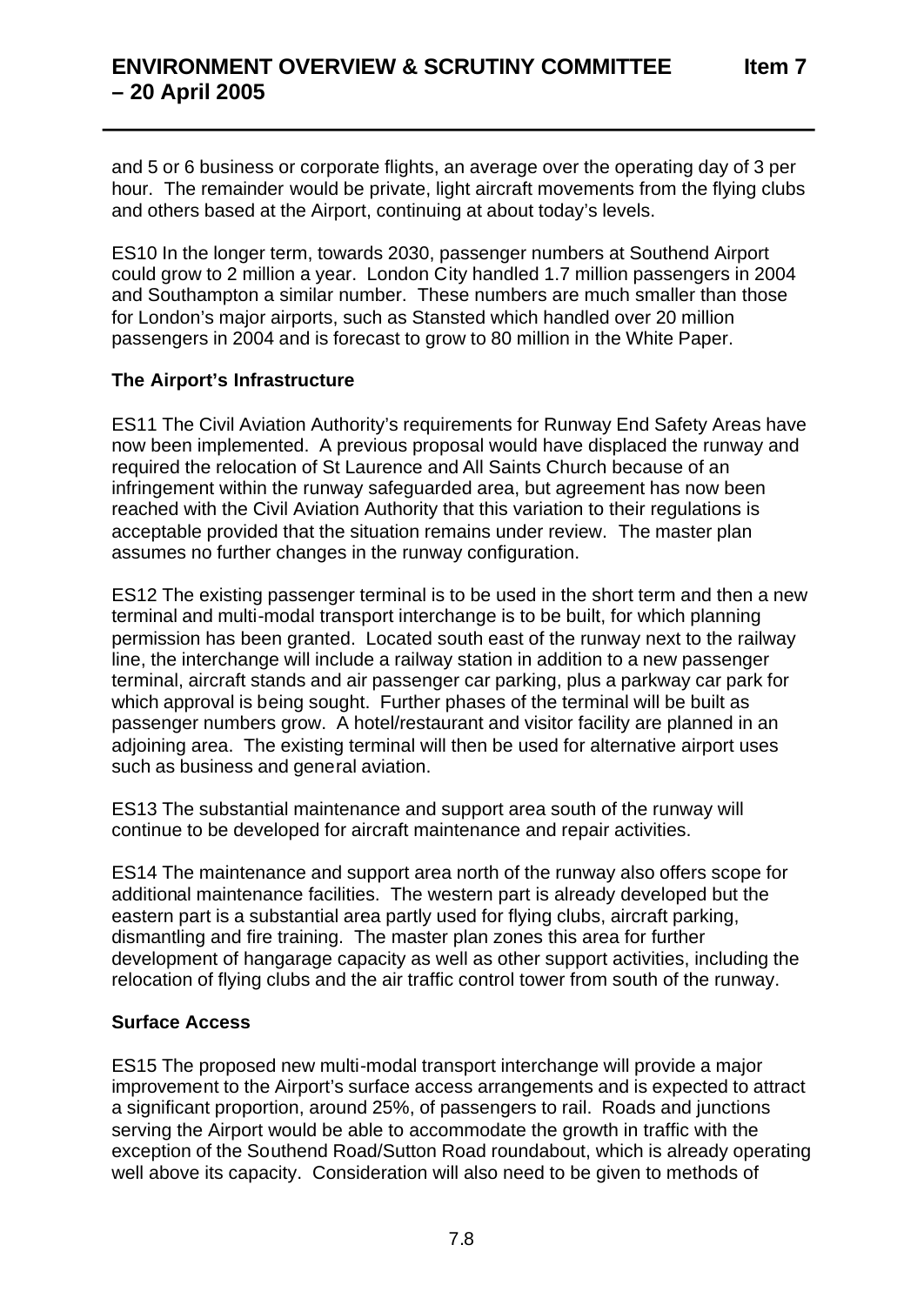and 5 or 6 business or corporate flights, an average over the operating day of 3 per hour. The remainder would be private, light aircraft movements from the flying clubs and others based at the Airport, continuing at about today's levels.

ES10 In the longer term, towards 2030, passenger numbers at Southend Airport could grow to 2 million a year. London City handled 1.7 million passengers in 2004 and Southampton a similar number. These numbers are much smaller than those for London's major airports, such as Stansted which handled over 20 million passengers in 2004 and is forecast to grow to 80 million in the White Paper.

**The Airport's Infrastructure**

ES11 The Civil Aviation Authority's requirements for Runway End Safety Areas have now been implemented. A previous proposal would have displaced the runway and required the relocation of St Laurence and All Saints Church because of an infringement within the runway safeguarded area, but agreement has now been reached with the Civil Aviation Authority that this variation to their regulations is acceptable provided that the situation remains under review. The master plan assumes no further changes in the runway configuration.

ES12 The existing passenger terminal is to be used in the short term and then a new terminal and multi-modal transport interchange is to be built, for which planning permission has been granted. Located south east of the runway next to the railway line, the interchange will include a railway station in addition to a new passenger terminal, aircraft stands and air passenger car parking, plus a parkway car park for which approval is being sought. Further phases of the terminal will be built as passenger numbers grow. A hotel/restaurant and visitor facility are planned in an adjoining area. The existing terminal will then be used for alternative airport uses such as business and general aviation.

ES13 The substantial maintenance and support area south of the runway will continue to be developed for aircraft maintenance and repair activities.

ES14 The maintenance and support area north of the runway also offers scope for additional maintenance facilities. The western part is already developed but the eastern part is a substantial area partly used for flying clubs, aircraft parking, dismantling and fire training. The master plan zones this area for further development of hangarage capacity as well as other support activities, including the relocation of flying clubs and the air traffic control tower from south of the runway.

**Surface Access**

ES15 The proposed new multi-modal transport interchange will provide a major improvement to the Airport's surface access arrangements and is expected to attract a significant proportion, around 25%, of passengers to rail. Roads and junctions serving the Airport would be able to accommodate the growth in traffic with the exception of the Southend Road/Sutton Road roundabout, which is already operating well above its capacity. Consideration will also need to be given to methods of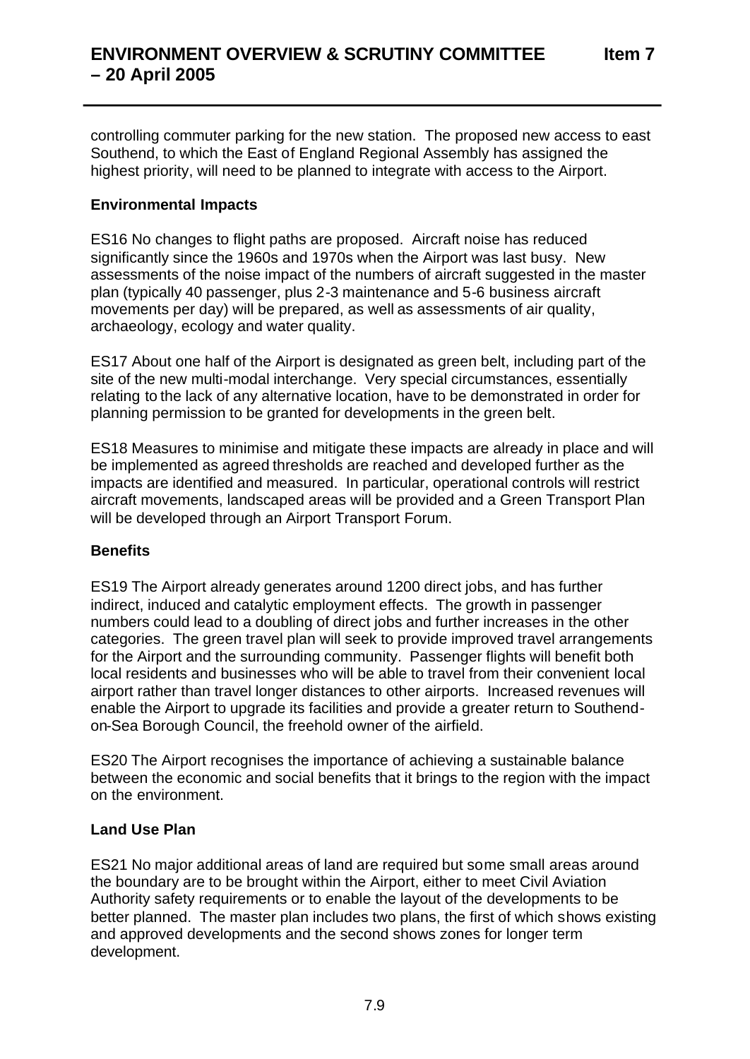controlling commuter parking for the new station. The proposed new access to east Southend, to which the East of England Regional Assembly has assigned the highest priority, will need to be planned to integrate with access to the Airport.

**Environmental Impacts**

ES16 No changes to flight paths are proposed. Aircraft noise has reduced significantly since the 1960s and 1970s when the Airport was last busy. New assessments of the noise impact of the numbers of aircraft suggested in the master plan (typically 40 passenger, plus 2-3 maintenance and 5-6 business aircraft movements per day) will be prepared, as well as assessments of air quality, archaeology, ecology and water quality.

ES17 About one half of the Airport is designated as green belt, including part of the site of the new multi-modal interchange. Very special circumstances, essentially relating to the lack of any alternative location, have to be demonstrated in order for planning permission to be granted for developments in the green belt.

ES18 Measures to minimise and mitigate these impacts are already in place and will be implemented as agreed thresholds are reached and developed further as the impacts are identified and measured. In particular, operational controls will restrict aircraft movements, landscaped areas will be provided and a Green Transport Plan will be developed through an Airport Transport Forum.

**Benefits**

ES19 The Airport already generates around 1200 direct jobs, and has further indirect, induced and catalytic employment effects. The growth in passenger numbers could lead to a doubling of direct jobs and further increases in the other categories. The green travel plan will seek to provide improved travel arrangements for the Airport and the surrounding community. Passenger flights will benefit both local residents and businesses who will be able to travel from their convenient local airport rather than travel longer distances to other airports. Increased revenues will enable the Airport to upgrade its facilities and provide a greater return to Southend-on-Sea Borough Council, the freehold owner of the airfield.

ES20 The Airport recognises the importance of achieving a sustainable balance between the economic and social benefits that it brings to the region with the impact on the environment.

**Land Use Plan**

ES21 No major additional areas of land are required but some small areas around the boundary are to be brought within the Airport, either to meet Civil Aviation Authority safety requirements or to enable the layout of the developments to be better planned. The master plan includes two plans, the first of which shows existing and approved developments and the second shows zones for longer term development.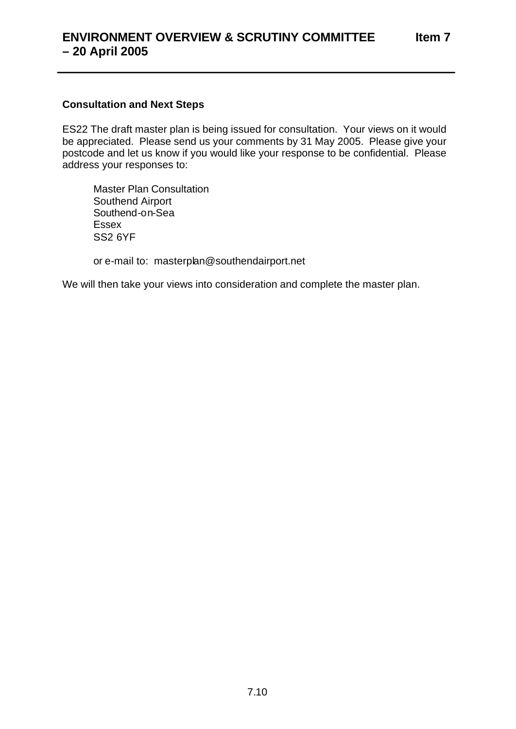**Consultation and Next Steps**

ES22 The draft master plan is being issued for consultation. Your views on it would be appreciated. Please send us your comments by 31 May 2005. Please give your postcode and let us know if you would like your response to be confidential. Please address your responses to:

> Master Plan Consultation
> Southend Airport
> Southend-on-Sea
> Essex
> SS2 6YF
>
> or e-mail to: masterplan@southendairport.net

We will then take your views into consideration and complete the master plan.